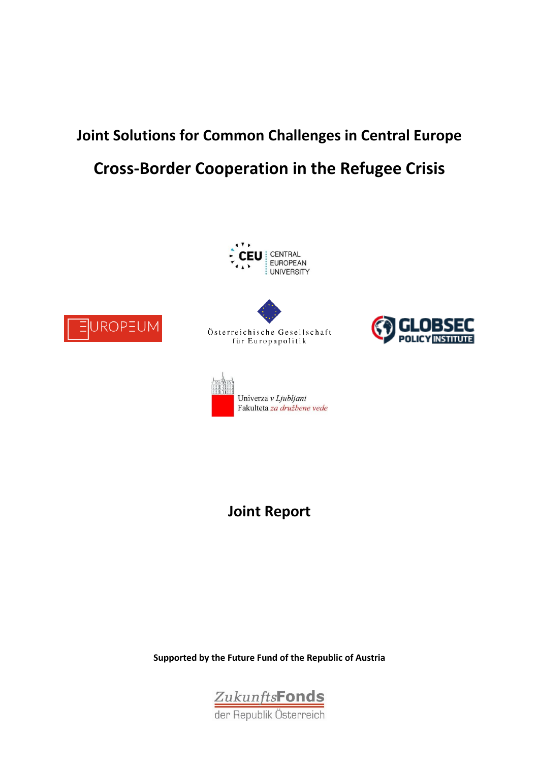# Joint Solutions for Common Challenges in Central Europe

# Cross-Border Cooperation in the Refugee Crisis

CEU CENTRAL EUROPEAN UNIVERSITY

EUROPEUM

Österreichische Gesellschaft für Europapolitik

GLOBSEC POLICY INSTITUTE

Univerza *v Ljubljani*
Fakulteta *za družbene vede*

## Joint Report

**Supported by the Future Fund of the Republic of Austria**

ZukunftsFonds der Republik Österreich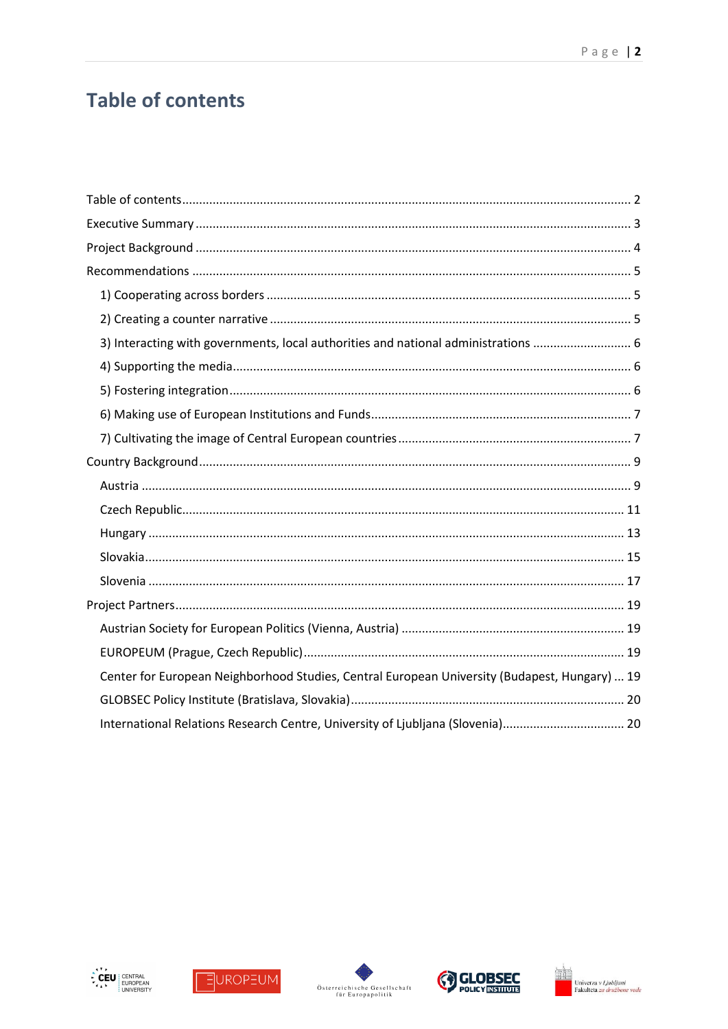# Table of contents

Table of contents ..... 2
Executive Summary ..... 3
Project Background ..... 4
Recommendations ..... 5
- 1) Cooperating across borders ..... 5
- 2) Creating a counter narrative ..... 5
- 3) Interacting with governments, local authorities and national administrations ..... 6
- 4) Supporting the media ..... 6
- 5) Fostering integration ..... 6
- 6) Making use of European Institutions and Funds ..... 7
- 7) Cultivating the image of Central European countries ..... 7

Country Background ..... 9
- Austria ..... 9
- Czech Republic ..... 11
- Hungary ..... 13
- Slovakia ..... 15
- Slovenia ..... 17

Project Partners ..... 19
- Austrian Society for European Politics (Vienna, Austria) ..... 19
- EUROPEUM (Prague, Czech Republic) ..... 19
- Center for European Neighborhood Studies, Central European University (Budapest, Hungary) ..... 19
- GLOBSEC Policy Institute (Bratislava, Slovakia) ..... 20
- International Relations Research Centre, University of Ljubljana (Slovenia) ..... 20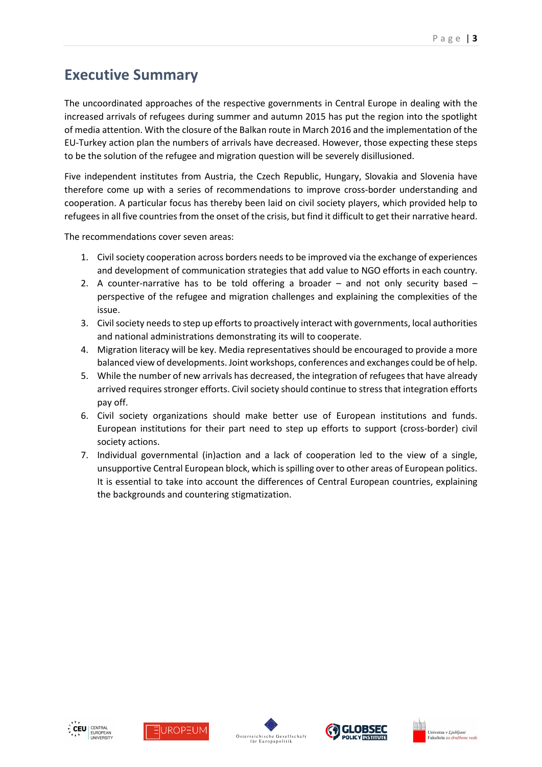## Executive Summary

The uncoordinated approaches of the respective governments in Central Europe in dealing with the increased arrivals of refugees during summer and autumn 2015 has put the region into the spotlight of media attention. With the closure of the Balkan route in March 2016 and the implementation of the EU-Turkey action plan the numbers of arrivals have decreased. However, those expecting these steps to be the solution of the refugee and migration question will be severely disillusioned.

Five independent institutes from Austria, the Czech Republic, Hungary, Slovakia and Slovenia have therefore come up with a series of recommendations to improve cross-border understanding and cooperation. A particular focus has thereby been laid on civil society players, which provided help to refugees in all five countries from the onset of the crisis, but find it difficult to get their narrative heard.

The recommendations cover seven areas:

1. Civil society cooperation across borders needs to be improved via the exchange of experiences and development of communication strategies that add value to NGO efforts in each country.
2. A counter-narrative has to be told offering a broader – and not only security based – perspective of the refugee and migration challenges and explaining the complexities of the issue.
3. Civil society needs to step up efforts to proactively interact with governments, local authorities and national administrations demonstrating its will to cooperate.
4. Migration literacy will be key. Media representatives should be encouraged to provide a more balanced view of developments. Joint workshops, conferences and exchanges could be of help.
5. While the number of new arrivals has decreased, the integration of refugees that have already arrived requires stronger efforts. Civil society should continue to stress that integration efforts pay off.
6. Civil society organizations should make better use of European institutions and funds. European institutions for their part need to step up efforts to support (cross-border) civil society actions.
7. Individual governmental (in)action and a lack of cooperation led to the view of a single, unsupportive Central European block, which is spilling over to other areas of European politics. It is essential to take into account the differences of Central European countries, explaining the backgrounds and countering stigmatization.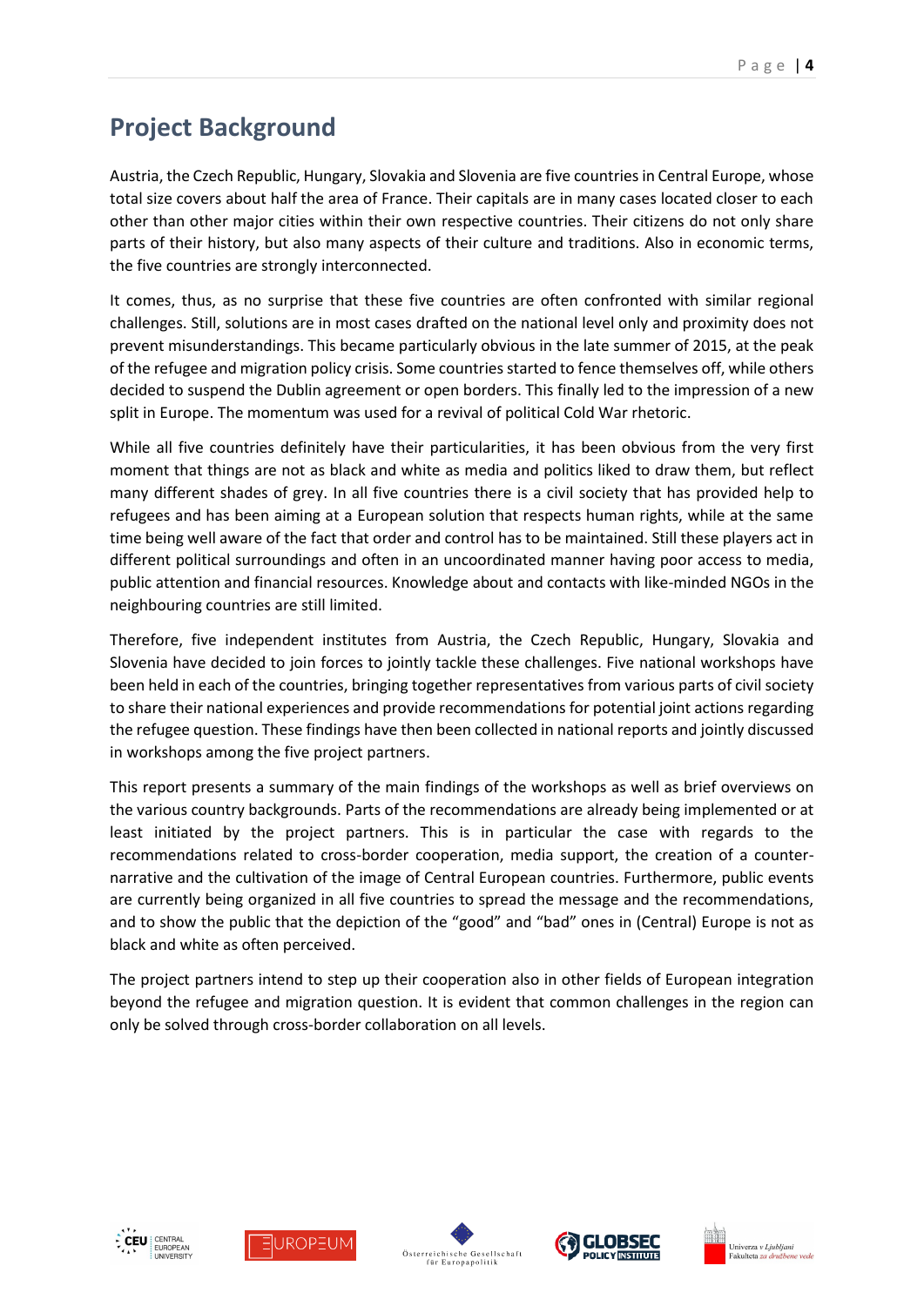## Project Background

Austria, the Czech Republic, Hungary, Slovakia and Slovenia are five countries in Central Europe, whose total size covers about half the area of France. Their capitals are in many cases located closer to each other than other major cities within their own respective countries. Their citizens do not only share parts of their history, but also many aspects of their culture and traditions. Also in economic terms, the five countries are strongly interconnected.

It comes, thus, as no surprise that these five countries are often confronted with similar regional challenges. Still, solutions are in most cases drafted on the national level only and proximity does not prevent misunderstandings. This became particularly obvious in the late summer of 2015, at the peak of the refugee and migration policy crisis. Some countries started to fence themselves off, while others decided to suspend the Dublin agreement or open borders. This finally led to the impression of a new split in Europe. The momentum was used for a revival of political Cold War rhetoric.

While all five countries definitely have their particularities, it has been obvious from the very first moment that things are not as black and white as media and politics liked to draw them, but reflect many different shades of grey. In all five countries there is a civil society that has provided help to refugees and has been aiming at a European solution that respects human rights, while at the same time being well aware of the fact that order and control has to be maintained. Still these players act in different political surroundings and often in an uncoordinated manner having poor access to media, public attention and financial resources. Knowledge about and contacts with like-minded NGOs in the neighbouring countries are still limited.

Therefore, five independent institutes from Austria, the Czech Republic, Hungary, Slovakia and Slovenia have decided to join forces to jointly tackle these challenges. Five national workshops have been held in each of the countries, bringing together representatives from various parts of civil society to share their national experiences and provide recommendations for potential joint actions regarding the refugee question. These findings have then been collected in national reports and jointly discussed in workshops among the five project partners.

This report presents a summary of the main findings of the workshops as well as brief overviews on the various country backgrounds. Parts of the recommendations are already being implemented or at least initiated by the project partners. This is in particular the case with regards to the recommendations related to cross-border cooperation, media support, the creation of a counter-narrative and the cultivation of the image of Central European countries. Furthermore, public events are currently being organized in all five countries to spread the message and the recommendations, and to show the public that the depiction of the "good" and "bad" ones in (Central) Europe is not as black and white as often perceived.

The project partners intend to step up their cooperation also in other fields of European integration beyond the refugee and migration question. It is evident that common challenges in the region can only be solved through cross-border collaboration on all levels.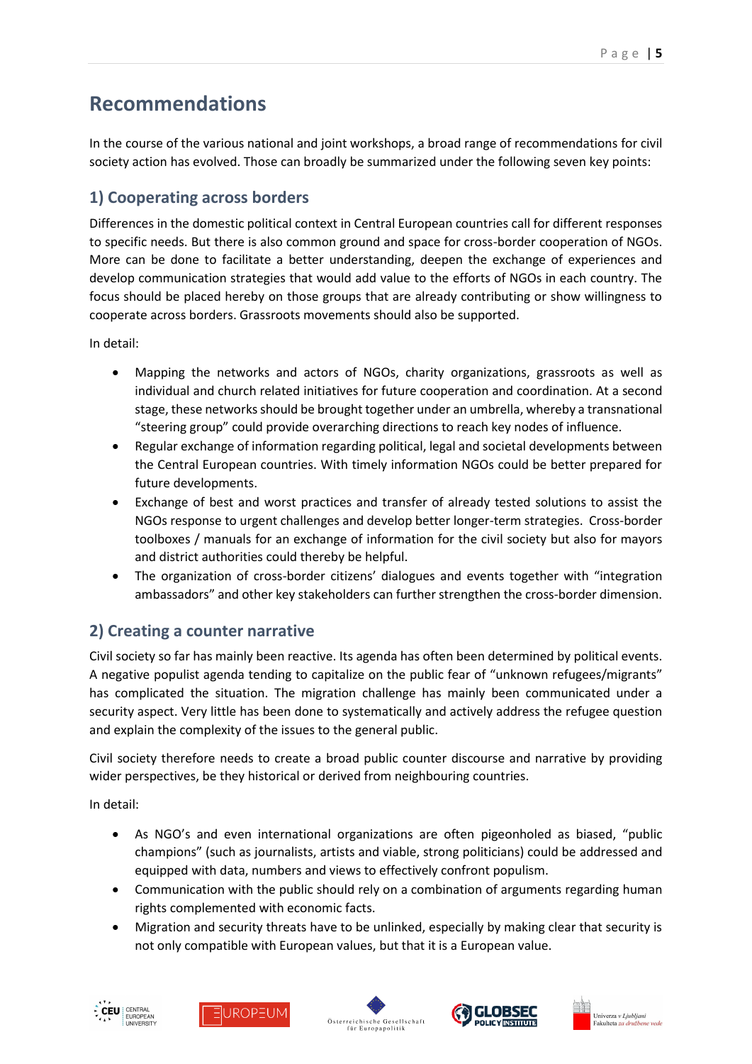## Recommendations

In the course of the various national and joint workshops, a broad range of recommendations for civil society action has evolved. Those can broadly be summarized under the following seven key points:

### 1) Cooperating across borders

Differences in the domestic political context in Central European countries call for different responses to specific needs. But there is also common ground and space for cross-border cooperation of NGOs. More can be done to facilitate a better understanding, deepen the exchange of experiences and develop communication strategies that would add value to the efforts of NGOs in each country. The focus should be placed hereby on those groups that are already contributing or show willingness to cooperate across borders. Grassroots movements should also be supported.

In detail:

- Mapping the networks and actors of NGOs, charity organizations, grassroots as well as individual and church related initiatives for future cooperation and coordination. At a second stage, these networks should be brought together under an umbrella, whereby a transnational "steering group" could provide overarching directions to reach key nodes of influence.
- Regular exchange of information regarding political, legal and societal developments between the Central European countries. With timely information NGOs could be better prepared for future developments.
- Exchange of best and worst practices and transfer of already tested solutions to assist the NGOs response to urgent challenges and develop better longer-term strategies. Cross-border toolboxes / manuals for an exchange of information for the civil society but also for mayors and district authorities could thereby be helpful.
- The organization of cross-border citizens' dialogues and events together with "integration ambassadors" and other key stakeholders can further strengthen the cross-border dimension.

### 2) Creating a counter narrative

Civil society so far has mainly been reactive. Its agenda has often been determined by political events. A negative populist agenda tending to capitalize on the public fear of "unknown refugees/migrants" has complicated the situation. The migration challenge has mainly been communicated under a security aspect. Very little has been done to systematically and actively address the refugee question and explain the complexity of the issues to the general public.

Civil society therefore needs to create a broad public counter discourse and narrative by providing wider perspectives, be they historical or derived from neighbouring countries.

In detail:

- As NGO's and even international organizations are often pigeonholed as biased, "public champions" (such as journalists, artists and viable, strong politicians) could be addressed and equipped with data, numbers and views to effectively confront populism.
- Communication with the public should rely on a combination of arguments regarding human rights complemented with economic facts.
- Migration and security threats have to be unlinked, especially by making clear that security is not only compatible with European values, but that it is a European value.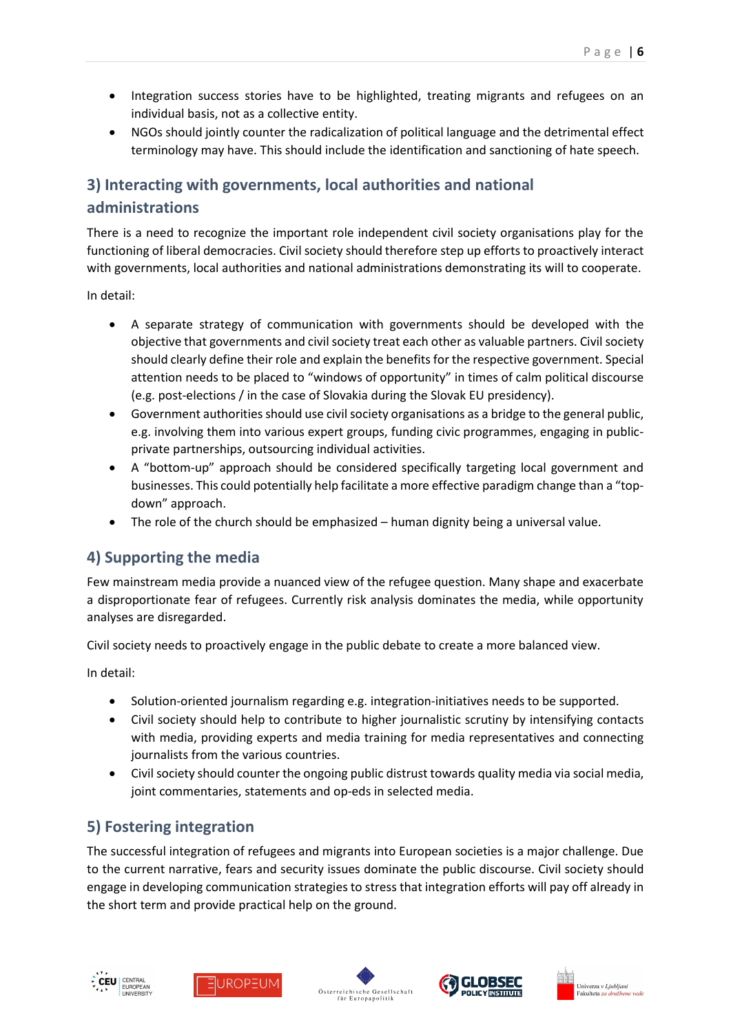- Integration success stories have to be highlighted, treating migrants and refugees on an individual basis, not as a collective entity.
- NGOs should jointly counter the radicalization of political language and the detrimental effect terminology may have. This should include the identification and sanctioning of hate speech.

## 3) Interacting with governments, local authorities and national administrations

There is a need to recognize the important role independent civil society organisations play for the functioning of liberal democracies. Civil society should therefore step up efforts to proactively interact with governments, local authorities and national administrations demonstrating its will to cooperate.

In detail:

- A separate strategy of communication with governments should be developed with the objective that governments and civil society treat each other as valuable partners. Civil society should clearly define their role and explain the benefits for the respective government. Special attention needs to be placed to "windows of opportunity" in times of calm political discourse (e.g. post-elections / in the case of Slovakia during the Slovak EU presidency).
- Government authorities should use civil society organisations as a bridge to the general public, e.g. involving them into various expert groups, funding civic programmes, engaging in public-private partnerships, outsourcing individual activities.
- A "bottom-up" approach should be considered specifically targeting local government and businesses. This could potentially help facilitate a more effective paradigm change than a "top-down" approach.
- The role of the church should be emphasized – human dignity being a universal value.

## 4) Supporting the media

Few mainstream media provide a nuanced view of the refugee question. Many shape and exacerbate a disproportionate fear of refugees. Currently risk analysis dominates the media, while opportunity analyses are disregarded.

Civil society needs to proactively engage in the public debate to create a more balanced view.

In detail:

- Solution-oriented journalism regarding e.g. integration-initiatives needs to be supported.
- Civil society should help to contribute to higher journalistic scrutiny by intensifying contacts with media, providing experts and media training for media representatives and connecting journalists from the various countries.
- Civil society should counter the ongoing public distrust towards quality media via social media, joint commentaries, statements and op-eds in selected media.

## 5) Fostering integration

The successful integration of refugees and migrants into European societies is a major challenge. Due to the current narrative, fears and security issues dominate the public discourse. Civil society should engage in developing communication strategies to stress that integration efforts will pay off already in the short term and provide practical help on the ground.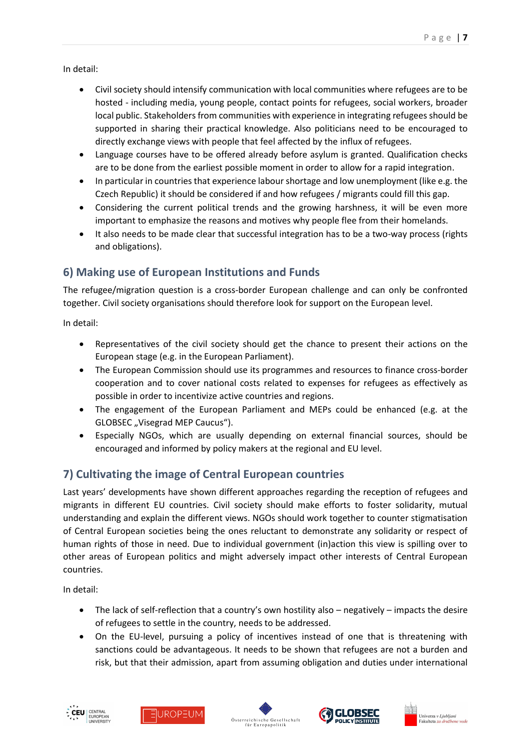In detail:

- Civil society should intensify communication with local communities where refugees are to be hosted - including media, young people, contact points for refugees, social workers, broader local public. Stakeholders from communities with experience in integrating refugees should be supported in sharing their practical knowledge. Also politicians need to be encouraged to directly exchange views with people that feel affected by the influx of refugees.
- Language courses have to be offered already before asylum is granted. Qualification checks are to be done from the earliest possible moment in order to allow for a rapid integration.
- In particular in countries that experience labour shortage and low unemployment (like e.g. the Czech Republic) it should be considered if and how refugees / migrants could fill this gap.
- Considering the current political trends and the growing harshness, it will be even more important to emphasize the reasons and motives why people flee from their homelands.
- It also needs to be made clear that successful integration has to be a two-way process (rights and obligations).

## 6) Making use of European Institutions and Funds

The refugee/migration question is a cross-border European challenge and can only be confronted together. Civil society organisations should therefore look for support on the European level.

In detail:

- Representatives of the civil society should get the chance to present their actions on the European stage (e.g. in the European Parliament).
- The European Commission should use its programmes and resources to finance cross-border cooperation and to cover national costs related to expenses for refugees as effectively as possible in order to incentivize active countries and regions.
- The engagement of the European Parliament and MEPs could be enhanced (e.g. at the GLOBSEC „Visegrad MEP Caucus").
- Especially NGOs, which are usually depending on external financial sources, should be encouraged and informed by policy makers at the regional and EU level.

## 7) Cultivating the image of Central European countries

Last years' developments have shown different approaches regarding the reception of refugees and migrants in different EU countries. Civil society should make efforts to foster solidarity, mutual understanding and explain the different views. NGOs should work together to counter stigmatisation of Central European societies being the ones reluctant to demonstrate any solidarity or respect of human rights of those in need. Due to individual government (in)action this view is spilling over to other areas of European politics and might adversely impact other interests of Central European countries.

In detail:

- The lack of self-reflection that a country's own hostility also – negatively – impacts the desire of refugees to settle in the country, needs to be addressed.
- On the EU-level, pursuing a policy of incentives instead of one that is threatening with sanctions could be advantageous. It needs to be shown that refugees are not a burden and risk, but that their admission, apart from assuming obligation and duties under international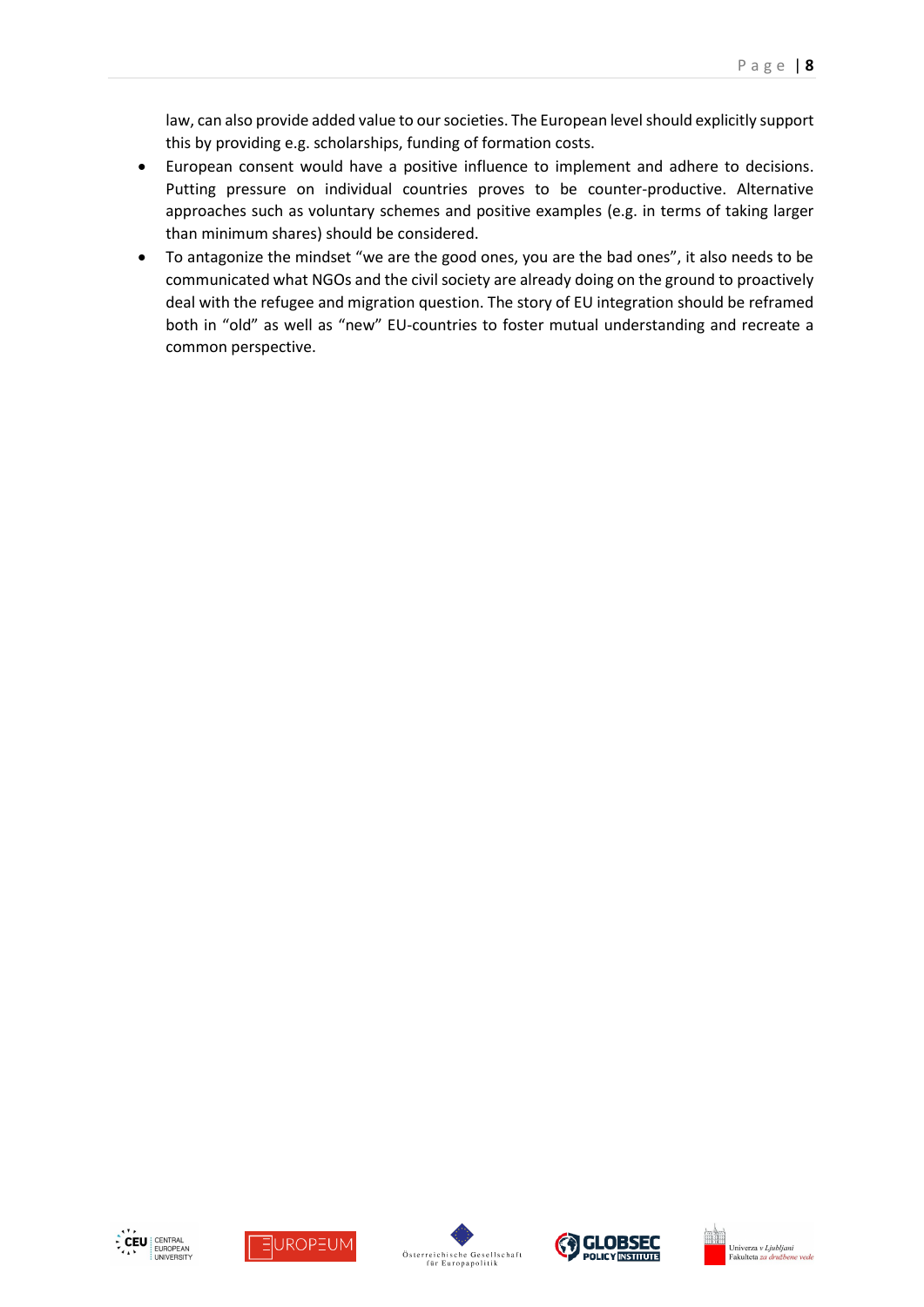law, can also provide added value to our societies. The European level should explicitly support this by providing e.g. scholarships, funding of formation costs.

- European consent would have a positive influence to implement and adhere to decisions. Putting pressure on individual countries proves to be counter-productive. Alternative approaches such as voluntary schemes and positive examples (e.g. in terms of taking larger than minimum shares) should be considered.
- To antagonize the mindset "we are the good ones, you are the bad ones", it also needs to be communicated what NGOs and the civil society are already doing on the ground to proactively deal with the refugee and migration question. The story of EU integration should be reframed both in "old" as well as "new" EU-countries to foster mutual understanding and recreate a common perspective.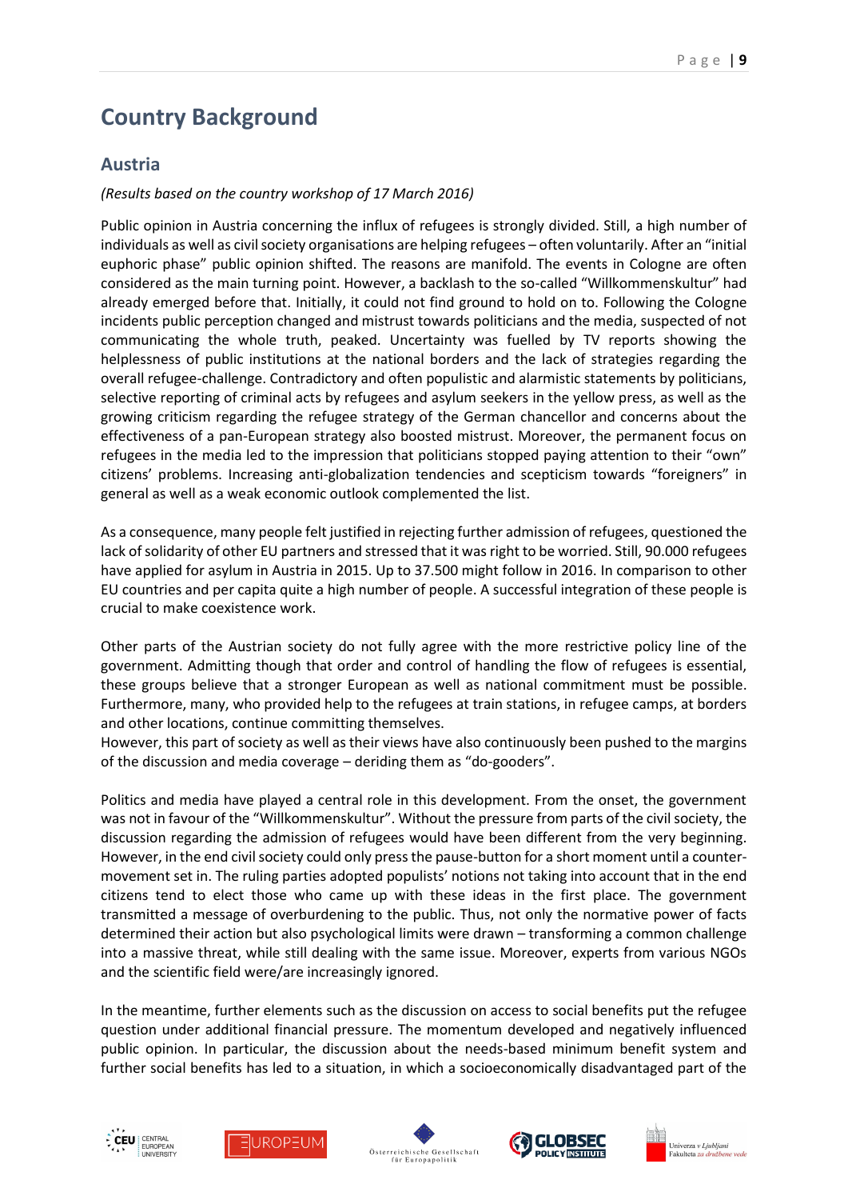# Country Background

## Austria

*(Results based on the country workshop of 17 March 2016)*

Public opinion in Austria concerning the influx of refugees is strongly divided. Still, a high number of individuals as well as civil society organisations are helping refugees – often voluntarily. After an "initial euphoric phase" public opinion shifted. The reasons are manifold. The events in Cologne are often considered as the main turning point. However, a backlash to the so-called "Willkommenskultur" had already emerged before that. Initially, it could not find ground to hold on to. Following the Cologne incidents public perception changed and mistrust towards politicians and the media, suspected of not communicating the whole truth, peaked. Uncertainty was fuelled by TV reports showing the helplessness of public institutions at the national borders and the lack of strategies regarding the overall refugee-challenge. Contradictory and often populistic and alarmistic statements by politicians, selective reporting of criminal acts by refugees and asylum seekers in the yellow press, as well as the growing criticism regarding the refugee strategy of the German chancellor and concerns about the effectiveness of a pan-European strategy also boosted mistrust. Moreover, the permanent focus on refugees in the media led to the impression that politicians stopped paying attention to their "own" citizens' problems. Increasing anti-globalization tendencies and scepticism towards "foreigners" in general as well as a weak economic outlook complemented the list.

As a consequence, many people felt justified in rejecting further admission of refugees, questioned the lack of solidarity of other EU partners and stressed that it was right to be worried. Still, 90.000 refugees have applied for asylum in Austria in 2015. Up to 37.500 might follow in 2016. In comparison to other EU countries and per capita quite a high number of people. A successful integration of these people is crucial to make coexistence work.

Other parts of the Austrian society do not fully agree with the more restrictive policy line of the government. Admitting though that order and control of handling the flow of refugees is essential, these groups believe that a stronger European as well as national commitment must be possible. Furthermore, many, who provided help to the refugees at train stations, in refugee camps, at borders and other locations, continue committing themselves.
However, this part of society as well as their views have also continuously been pushed to the margins of the discussion and media coverage – deriding them as "do-gooders".

Politics and media have played a central role in this development. From the onset, the government was not in favour of the "Willkommenskultur". Without the pressure from parts of the civil society, the discussion regarding the admission of refugees would have been different from the very beginning. However, in the end civil society could only press the pause-button for a short moment until a counter-movement set in. The ruling parties adopted populists' notions not taking into account that in the end citizens tend to elect those who came up with these ideas in the first place. The government transmitted a message of overburdening to the public. Thus, not only the normative power of facts determined their action but also psychological limits were drawn – transforming a common challenge into a massive threat, while still dealing with the same issue. Moreover, experts from various NGOs and the scientific field were/are increasingly ignored.

In the meantime, further elements such as the discussion on access to social benefits put the refugee question under additional financial pressure. The momentum developed and negatively influenced public opinion. In particular, the discussion about the needs-based minimum benefit system and further social benefits has led to a situation, in which a socioeconomically disadvantaged part of the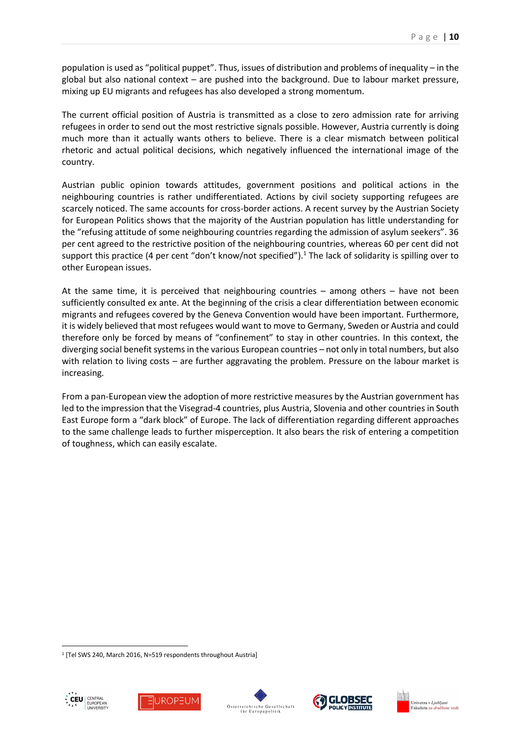population is used as “political puppet”. Thus, issues of distribution and problems of inequality – in the global but also national context – are pushed into the background. Due to labour market pressure, mixing up EU migrants and refugees has also developed a strong momentum.

The current official position of Austria is transmitted as a close to zero admission rate for arriving refugees in order to send out the most restrictive signals possible. However, Austria currently is doing much more than it actually wants others to believe. There is a clear mismatch between political rhetoric and actual political decisions, which negatively influenced the international image of the country.

Austrian public opinion towards attitudes, government positions and political actions in the neighbouring countries is rather undifferentiated. Actions by civil society supporting refugees are scarcely noticed. The same accounts for cross-border actions. A recent survey by the Austrian Society for European Politics shows that the majority of the Austrian population has little understanding for the “refusing attitude of some neighbouring countries regarding the admission of asylum seekers”. 36 per cent agreed to the restrictive position of the neighbouring countries, whereas 60 per cent did not support this practice (4 per cent “don’t know/not specified”).[1] The lack of solidarity is spilling over to other European issues.

At the same time, it is perceived that neighbouring countries – among others – have not been sufficiently consulted ex ante. At the beginning of the crisis a clear differentiation between economic migrants and refugees covered by the Geneva Convention would have been important. Furthermore, it is widely believed that most refugees would want to move to Germany, Sweden or Austria and could therefore only be forced by means of “confinement” to stay in other countries. In this context, the diverging social benefit systems in the various European countries – not only in total numbers, but also with relation to living costs – are further aggravating the problem. Pressure on the labour market is increasing.

From a pan-European view the adoption of more restrictive measures by the Austrian government has led to the impression that the Visegrad-4 countries, plus Austria, Slovenia and other countries in South East Europe form a “dark block” of Europe. The lack of differentiation regarding different approaches to the same challenge leads to further misperception. It also bears the risk of entering a competition of toughness, which can easily escalate.

[1] [Tel SWS 240, March 2016, N=519 respondents throughout Austria]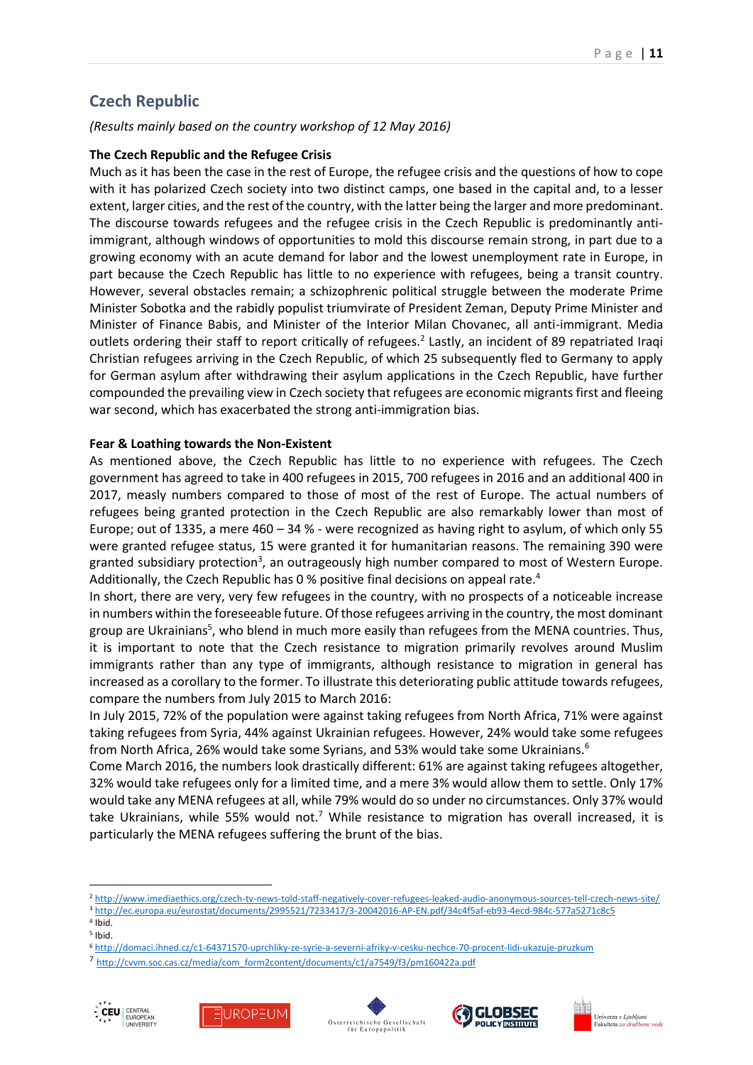## Czech Republic

*(Results mainly based on the country workshop of 12 May 2016)*

**The Czech Republic and the Refugee Crisis**

Much as it has been the case in the rest of Europe, the refugee crisis and the questions of how to cope with it has polarized Czech society into two distinct camps, one based in the capital and, to a lesser extent, larger cities, and the rest of the country, with the latter being the larger and more predominant. The discourse towards refugees and the refugee crisis in the Czech Republic is predominantly anti-immigrant, although windows of opportunities to mold this discourse remain strong, in part due to a growing economy with an acute demand for labor and the lowest unemployment rate in Europe, in part because the Czech Republic has little to no experience with refugees, being a transit country. However, several obstacles remain; a schizophrenic political struggle between the moderate Prime Minister Sobotka and the rabidly populist triumvirate of President Zeman, Deputy Prime Minister and Minister of Finance Babis, and Minister of the Interior Milan Chovanec, all anti-immigrant. Media outlets ordering their staff to report critically of refugees.[2] Lastly, an incident of 89 repatriated Iraqi Christian refugees arriving in the Czech Republic, of which 25 subsequently fled to Germany to apply for German asylum after withdrawing their asylum applications in the Czech Republic, have further compounded the prevailing view in Czech society that refugees are economic migrants first and fleeing war second, which has exacerbated the strong anti-immigration bias.

**Fear & Loathing towards the Non-Existent**

As mentioned above, the Czech Republic has little to no experience with refugees. The Czech government has agreed to take in 400 refugees in 2015, 700 refugees in 2016 and an additional 400 in 2017, measly numbers compared to those of most of the rest of Europe. The actual numbers of refugees being granted protection in the Czech Republic are also remarkably lower than most of Europe; out of 1335, a mere 460 – 34 % - were recognized as having right to asylum, of which only 55 were granted refugee status, 15 were granted it for humanitarian reasons. The remaining 390 were granted subsidiary protection[3], an outrageously high number compared to most of Western Europe. Additionally, the Czech Republic has 0 % positive final decisions on appeal rate.[4]

In short, there are very, very few refugees in the country, with no prospects of a noticeable increase in numbers within the foreseeable future. Of those refugees arriving in the country, the most dominant group are Ukrainians[5], who blend in much more easily than refugees from the MENA countries. Thus, it is important to note that the Czech resistance to migration primarily revolves around Muslim immigrants rather than any type of immigrants, although resistance to migration in general has increased as a corollary to the former. To illustrate this deteriorating public attitude towards refugees, compare the numbers from July 2015 to March 2016:

In July 2015, 72% of the population were against taking refugees from North Africa, 71% were against taking refugees from Syria, 44% against Ukrainian refugees. However, 24% would take some refugees from North Africa, 26% would take some Syrians, and 53% would take some Ukrainians.[6]

Come March 2016, the numbers look drastically different: 61% are against taking refugees altogether, 32% would take refugees only for a limited time, and a mere 3% would allow them to settle. Only 17% would take any MENA refugees at all, while 79% would do so under no circumstances. Only 37% would take Ukrainians, while 55% would not.[7] While resistance to migration has overall increased, it is particularly the MENA refugees suffering the brunt of the bias.

---

[2] http://www.imediaethics.org/czech-tv-news-told-staff-negatively-cover-refugees-leaked-audio-anonymous-sources-tell-czech-news-site/

[3] http://ec.europa.eu/eurostat/documents/2995521/7233417/3-20042016-AP-EN.pdf/34c4f5af-eb93-4ecd-984c-577a5271c8c5

[4] Ibid.

[5] Ibid.

[6] http://domaci.ihned.cz/c1-64371570-uprchliky-ze-syrie-a-severni-afriky-v-cesku-nechce-70-procent-lidi-ukazuje-pruzkum

[7] http://cvvm.soc.cas.cz/media/com_form2content/documents/c1/a7549/f3/pm160422a.pdf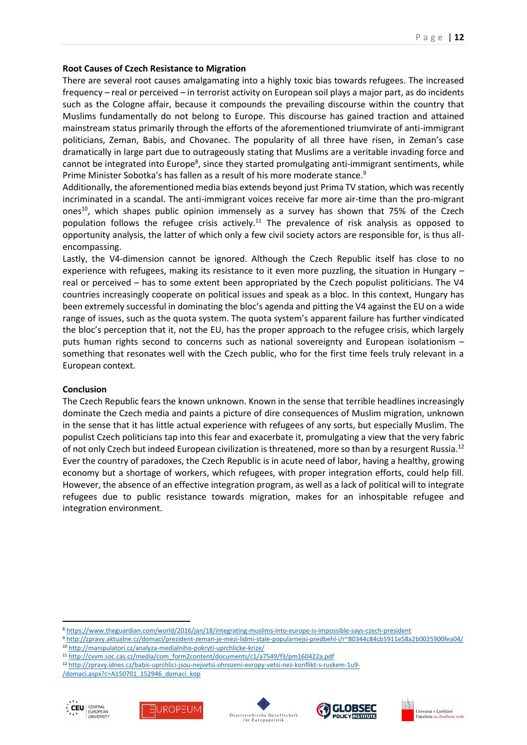**Root Causes of Czech Resistance to Migration**

There are several root causes amalgamating into a highly toxic bias towards refugees. The increased frequency – real or perceived – in terrorist activity on European soil plays a major part, as do incidents such as the Cologne affair, because it compounds the prevailing discourse within the country that Muslims fundamentally do not belong to Europe. This discourse has gained traction and attained mainstream status primarily through the efforts of the aforementioned triumvirate of anti-immigrant politicians, Zeman, Babis, and Chovanec. The popularity of all three have risen, in Zeman's case dramatically in large part due to outrageously stating that Muslims are a veritable invading force and cannot be integrated into Europe[8], since they started promulgating anti-immigrant sentiments, while Prime Minister Sobotka's has fallen as a result of his more moderate stance.[9]

Additionally, the aforementioned media bias extends beyond just Prima TV station, which was recently incriminated in a scandal. The anti-immigrant voices receive far more air-time than the pro-migrant ones[10], which shapes public opinion immensely as a survey has shown that 75% of the Czech population follows the refugee crisis actively.[11] The prevalence of risk analysis as opposed to opportunity analysis, the latter of which only a few civil society actors are responsible for, is thus all-encompassing.

Lastly, the V4-dimension cannot be ignored. Although the Czech Republic itself has close to no experience with refugees, making its resistance to it even more puzzling, the situation in Hungary – real or perceived – has to some extent been appropriated by the Czech populist politicians. The V4 countries increasingly cooperate on political issues and speak as a bloc. In this context, Hungary has been extremely successful in dominating the bloc's agenda and pitting the V4 against the EU on a wide range of issues, such as the quota system. The quota system's apparent failure has further vindicated the bloc's perception that it, not the EU, has the proper approach to the refugee crisis, which largely puts human rights second to concerns such as national sovereignty and European isolationism – something that resonates well with the Czech public, who for the first time feels truly relevant in a European context.

**Conclusion**

The Czech Republic fears the known unknown. Known in the sense that terrible headlines increasingly dominate the Czech media and paints a picture of dire consequences of Muslim migration, unknown in the sense that it has little actual experience with refugees of any sorts, but especially Muslim. The populist Czech politicians tap into this fear and exacerbate it, promulgating a view that the very fabric of not only Czech but indeed European civilization is threatened, more so than by a resurgent Russia.[12] Ever the country of paradoxes, the Czech Republic is in acute need of labor, having a healthy, growing economy but a shortage of workers, which refugees, with proper integration efforts, could help fill. However, the absence of an effective integration program, as well as a lack of political will to integrate refugees due to public resistance towards migration, makes for an inhospitable refugee and integration environment.

---

[8] https://www.theguardian.com/world/2016/jan/18/integrating-muslims-into-europe-is-impossible-says-czech-president

[9] http://zpravy.aktualne.cz/domaci/prezident-zeman-je-mezi-lidmi-stale-popularnejsi-predbehl-i/r~80344c84cb5911e58a2b0025900fea04/

[10] http://manipulatori.cz/analyza-medialniho-pokryti-uprchlicke-krize/

[11] http://cvvm.soc.cas.cz/media/com_form2content/documents/c1/a7549/f3/pm160422a.pdf

[12] http://zpravy.idnes.cz/babis-uprchlici-jsou-nejvetsi-ohrozeni-evropy-vetsi-nez-konflikt-s-ruskem-1u9-/domaci.aspx?c=A150701_152946_domaci_kop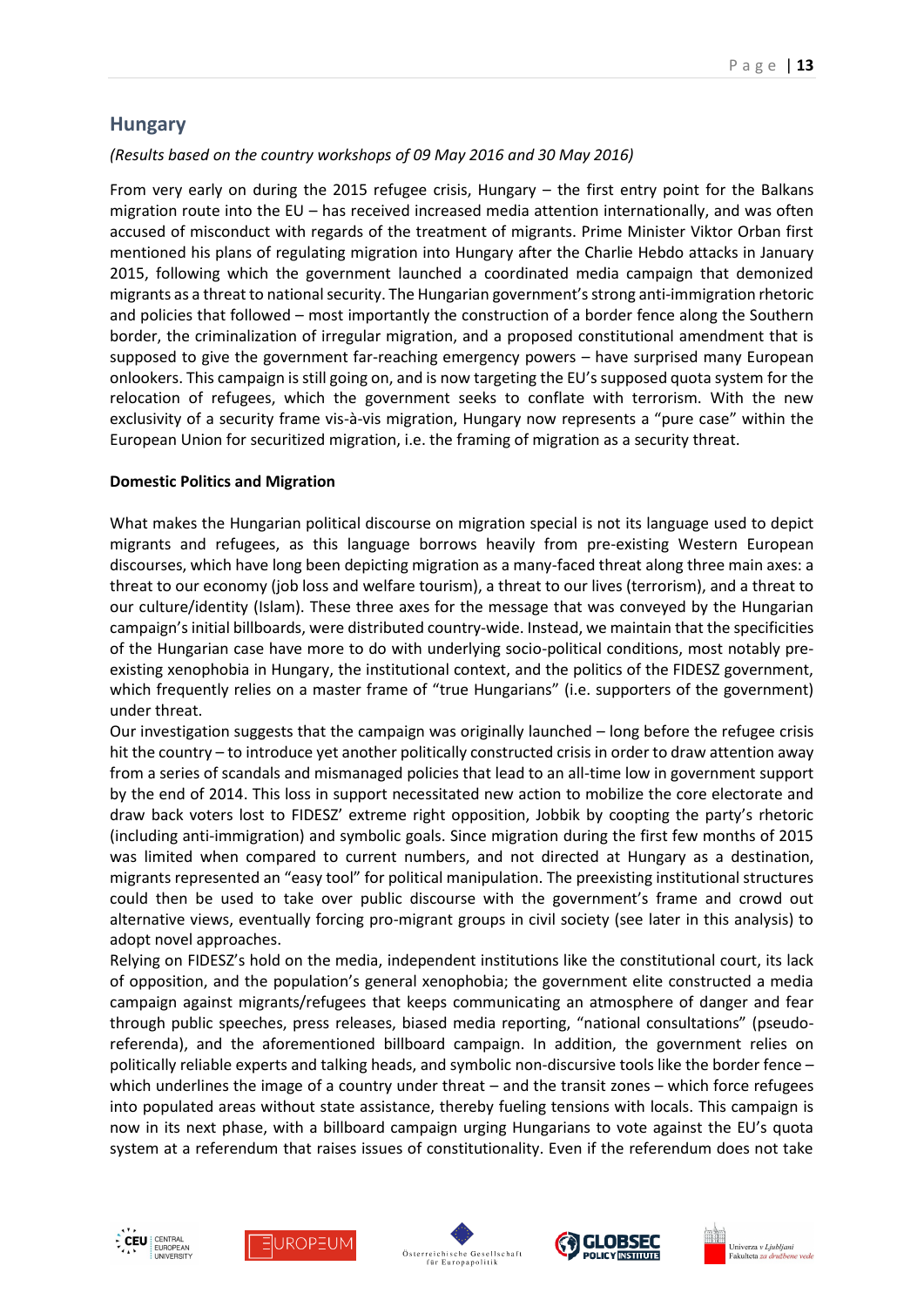## Hungary

*(Results based on the country workshops of 09 May 2016 and 30 May 2016)*

From very early on during the 2015 refugee crisis, Hungary – the first entry point for the Balkans migration route into the EU – has received increased media attention internationally, and was often accused of misconduct with regards of the treatment of migrants. Prime Minister Viktor Orban first mentioned his plans of regulating migration into Hungary after the Charlie Hebdo attacks in January 2015, following which the government launched a coordinated media campaign that demonized migrants as a threat to national security. The Hungarian government's strong anti-immigration rhetoric and policies that followed – most importantly the construction of a border fence along the Southern border, the criminalization of irregular migration, and a proposed constitutional amendment that is supposed to give the government far-reaching emergency powers – have surprised many European onlookers. This campaign is still going on, and is now targeting the EU's supposed quota system for the relocation of refugees, which the government seeks to conflate with terrorism. With the new exclusivity of a security frame vis-à-vis migration, Hungary now represents a "pure case" within the European Union for securitized migration, i.e. the framing of migration as a security threat.

**Domestic Politics and Migration**

What makes the Hungarian political discourse on migration special is not its language used to depict migrants and refugees, as this language borrows heavily from pre-existing Western European discourses, which have long been depicting migration as a many-faced threat along three main axes: a threat to our economy (job loss and welfare tourism), a threat to our lives (terrorism), and a threat to our culture/identity (Islam). These three axes for the message that was conveyed by the Hungarian campaign's initial billboards, were distributed country-wide. Instead, we maintain that the specificities of the Hungarian case have more to do with underlying socio-political conditions, most notably pre-existing xenophobia in Hungary, the institutional context, and the politics of the FIDESZ government, which frequently relies on a master frame of "true Hungarians" (i.e. supporters of the government) under threat.

Our investigation suggests that the campaign was originally launched – long before the refugee crisis hit the country – to introduce yet another politically constructed crisis in order to draw attention away from a series of scandals and mismanaged policies that lead to an all-time low in government support by the end of 2014. This loss in support necessitated new action to mobilize the core electorate and draw back voters lost to FIDESZ' extreme right opposition, Jobbik by coopting the party's rhetoric (including anti-immigration) and symbolic goals. Since migration during the first few months of 2015 was limited when compared to current numbers, and not directed at Hungary as a destination, migrants represented an "easy tool" for political manipulation. The preexisting institutional structures could then be used to take over public discourse with the government's frame and crowd out alternative views, eventually forcing pro-migrant groups in civil society (see later in this analysis) to adopt novel approaches.

Relying on FIDESZ's hold on the media, independent institutions like the constitutional court, its lack of opposition, and the population's general xenophobia; the government elite constructed a media campaign against migrants/refugees that keeps communicating an atmosphere of danger and fear through public speeches, press releases, biased media reporting, "national consultations" (pseudo-referenda), and the aforementioned billboard campaign. In addition, the government relies on politically reliable experts and talking heads, and symbolic non-discursive tools like the border fence – which underlines the image of a country under threat – and the transit zones – which force refugees into populated areas without state assistance, thereby fueling tensions with locals. This campaign is now in its next phase, with a billboard campaign urging Hungarians to vote against the EU's quota system at a referendum that raises issues of constitutionality. Even if the referendum does not take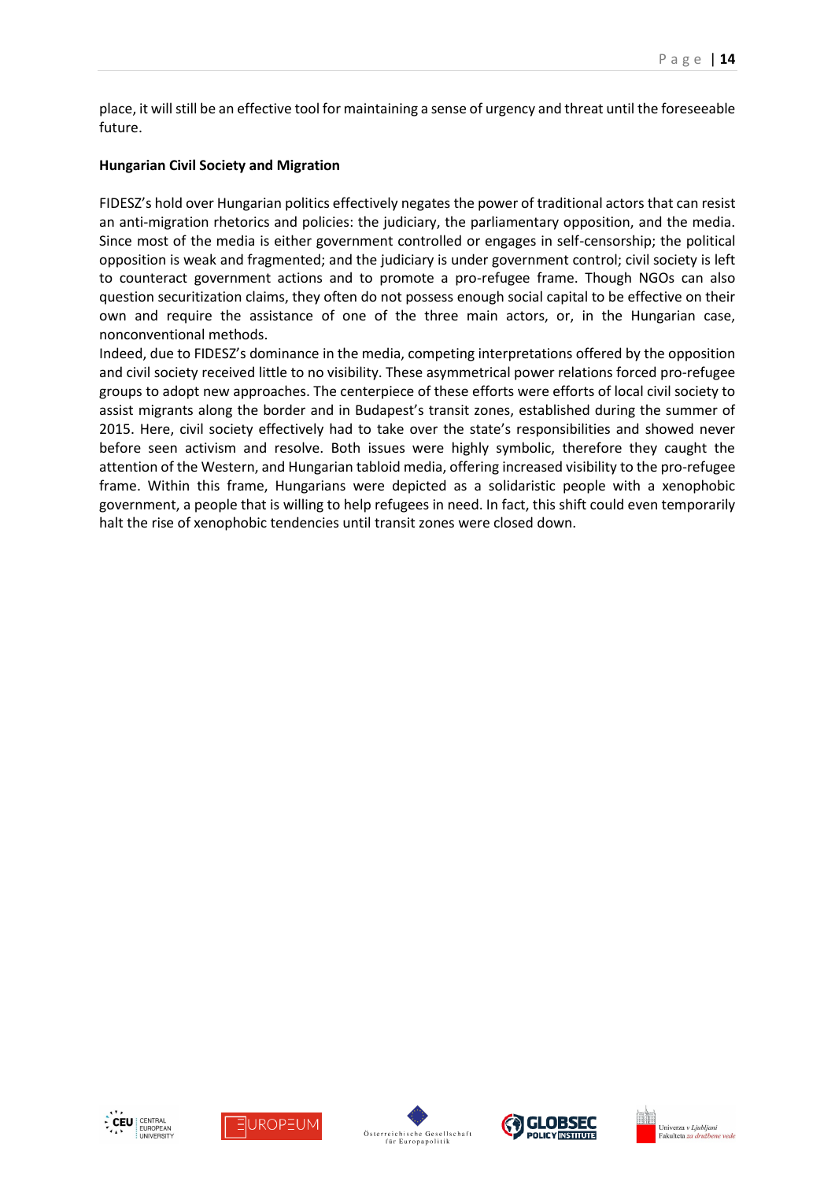place, it will still be an effective tool for maintaining a sense of urgency and threat until the foreseeable future.

**Hungarian Civil Society and Migration**

FIDESZ's hold over Hungarian politics effectively negates the power of traditional actors that can resist an anti-migration rhetorics and policies: the judiciary, the parliamentary opposition, and the media. Since most of the media is either government controlled or engages in self-censorship; the political opposition is weak and fragmented; and the judiciary is under government control; civil society is left to counteract government actions and to promote a pro-refugee frame. Though NGOs can also question securitization claims, they often do not possess enough social capital to be effective on their own and require the assistance of one of the three main actors, or, in the Hungarian case, nonconventional methods.

Indeed, due to FIDESZ's dominance in the media, competing interpretations offered by the opposition and civil society received little to no visibility. These asymmetrical power relations forced pro-refugee groups to adopt new approaches. The centerpiece of these efforts were efforts of local civil society to assist migrants along the border and in Budapest's transit zones, established during the summer of 2015. Here, civil society effectively had to take over the state's responsibilities and showed never before seen activism and resolve. Both issues were highly symbolic, therefore they caught the attention of the Western, and Hungarian tabloid media, offering increased visibility to the pro-refugee frame. Within this frame, Hungarians were depicted as a solidaristic people with a xenophobic government, a people that is willing to help refugees in need. In fact, this shift could even temporarily halt the rise of xenophobic tendencies until transit zones were closed down.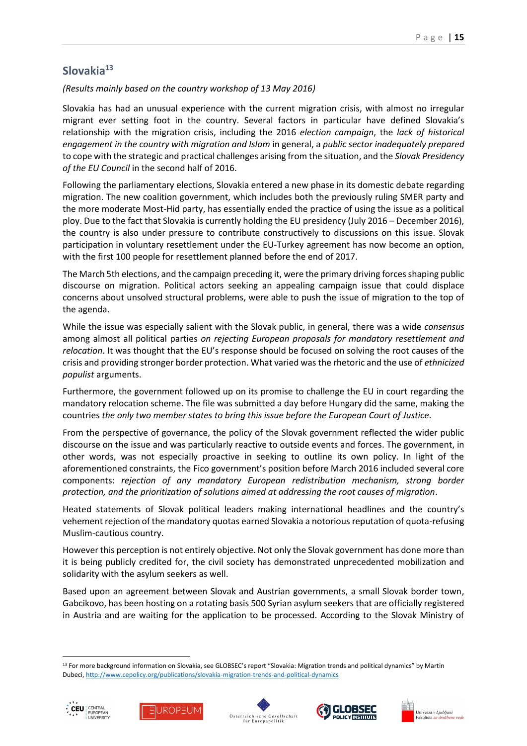## Slovakia[13]

*(Results mainly based on the country workshop of 13 May 2016)*

Slovakia has had an unusual experience with the current migration crisis, with almost no irregular migrant ever setting foot in the country. Several factors in particular have defined Slovakia's relationship with the migration crisis, including the 2016 *election campaign*, the *lack of historical engagement in the country with migration and Islam* in general, a *public sector inadequately prepared* to cope with the strategic and practical challenges arising from the situation, and the *Slovak Presidency of the EU Council* in the second half of 2016.

Following the parliamentary elections, Slovakia entered a new phase in its domestic debate regarding migration. The new coalition government, which includes both the previously ruling SMER party and the more moderate Most-Hid party, has essentially ended the practice of using the issue as a political ploy. Due to the fact that Slovakia is currently holding the EU presidency (July 2016 – December 2016), the country is also under pressure to contribute constructively to discussions on this issue. Slovak participation in voluntary resettlement under the EU-Turkey agreement has now become an option, with the first 100 people for resettlement planned before the end of 2017.

The March 5th elections, and the campaign preceding it, were the primary driving forces shaping public discourse on migration. Political actors seeking an appealing campaign issue that could displace concerns about unsolved structural problems, were able to push the issue of migration to the top of the agenda.

While the issue was especially salient with the Slovak public, in general, there was a wide *consensus* among almost all political parties *on rejecting European proposals for mandatory resettlement and relocation*. It was thought that the EU's response should be focused on solving the root causes of the crisis and providing stronger border protection. What varied was the rhetoric and the use of *ethnicized populist* arguments.

Furthermore, the government followed up on its promise to challenge the EU in court regarding the mandatory relocation scheme. The file was submitted a day before Hungary did the same, making the countries *the only two member states to bring this issue before the European Court of Justice*.

From the perspective of governance, the policy of the Slovak government reflected the wider public discourse on the issue and was particularly reactive to outside events and forces. The government, in other words, was not especially proactive in seeking to outline its own policy. In light of the aforementioned constraints, the Fico government's position before March 2016 included several core components: *rejection of any mandatory European redistribution mechanism, strong border protection, and the prioritization of solutions aimed at addressing the root causes of migration*.

Heated statements of Slovak political leaders making international headlines and the country's vehement rejection of the mandatory quotas earned Slovakia a notorious reputation of quota-refusing Muslim-cautious country.

However this perception is not entirely objective. Not only the Slovak government has done more than it is being publicly credited for, the civil society has demonstrated unprecedented mobilization and solidarity with the asylum seekers as well.

Based upon an agreement between Slovak and Austrian governments, a small Slovak border town, Gabcikovo, has been hosting on a rotating basis 500 Syrian asylum seekers that are officially registered in Austria and are waiting for the application to be processed. According to the Slovak Ministry of

[13] For more background information on Slovakia, see GLOBSEC's report "Slovakia: Migration trends and political dynamics" by Martin Dubeci, http://www.cepolicy.org/publications/slovakia-migration-trends-and-political-dynamics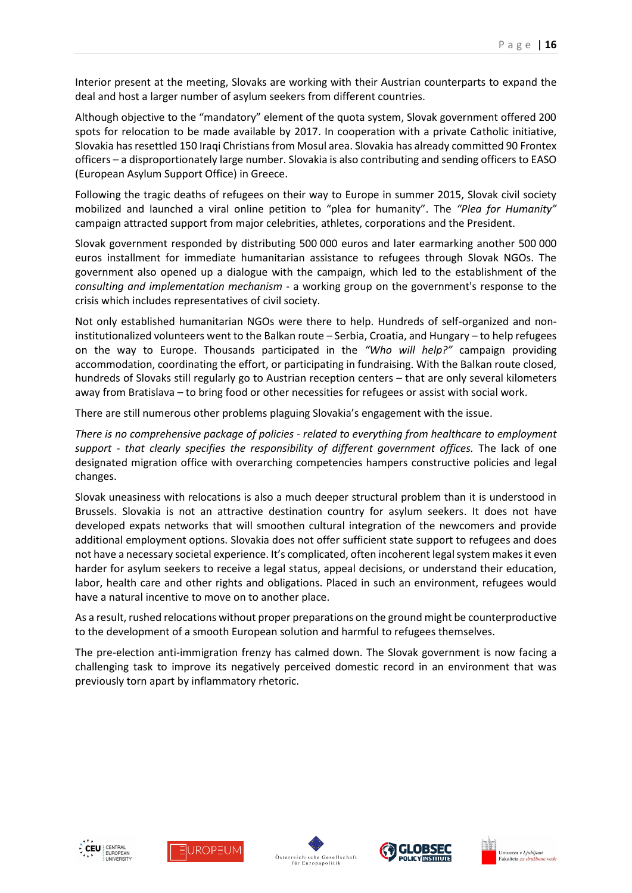Interior present at the meeting, Slovaks are working with their Austrian counterparts to expand the deal and host a larger number of asylum seekers from different countries.

Although objective to the "mandatory" element of the quota system, Slovak government offered 200 spots for relocation to be made available by 2017. In cooperation with a private Catholic initiative, Slovakia has resettled 150 Iraqi Christians from Mosul area. Slovakia has already committed 90 Frontex officers – a disproportionately large number. Slovakia is also contributing and sending officers to EASO (European Asylum Support Office) in Greece.

Following the tragic deaths of refugees on their way to Europe in summer 2015, Slovak civil society mobilized and launched a viral online petition to "plea for humanity". The *"Plea for Humanity"* campaign attracted support from major celebrities, athletes, corporations and the President.

Slovak government responded by distributing 500 000 euros and later earmarking another 500 000 euros installment for immediate humanitarian assistance to refugees through Slovak NGOs. The government also opened up a dialogue with the campaign, which led to the establishment of the *consulting and implementation mechanism* - a working group on the government's response to the crisis which includes representatives of civil society.

Not only established humanitarian NGOs were there to help. Hundreds of self-organized and non-institutionalized volunteers went to the Balkan route – Serbia, Croatia, and Hungary – to help refugees on the way to Europe. Thousands participated in the *"Who will help?"* campaign providing accommodation, coordinating the effort, or participating in fundraising. With the Balkan route closed, hundreds of Slovaks still regularly go to Austrian reception centers – that are only several kilometers away from Bratislava – to bring food or other necessities for refugees or assist with social work.

There are still numerous other problems plaguing Slovakia's engagement with the issue.

*There is no comprehensive package of policies - related to everything from healthcare to employment support - that clearly specifies the responsibility of different government offices.* The lack of one designated migration office with overarching competencies hampers constructive policies and legal changes.

Slovak uneasiness with relocations is also a much deeper structural problem than it is understood in Brussels. Slovakia is not an attractive destination country for asylum seekers. It does not have developed expats networks that will smoothen cultural integration of the newcomers and provide additional employment options. Slovakia does not offer sufficient state support to refugees and does not have a necessary societal experience. It's complicated, often incoherent legal system makes it even harder for asylum seekers to receive a legal status, appeal decisions, or understand their education, labor, health care and other rights and obligations. Placed in such an environment, refugees would have a natural incentive to move on to another place.

As a result, rushed relocations without proper preparations on the ground might be counterproductive to the development of a smooth European solution and harmful to refugees themselves.

The pre-election anti-immigration frenzy has calmed down. The Slovak government is now facing a challenging task to improve its negatively perceived domestic record in an environment that was previously torn apart by inflammatory rhetoric.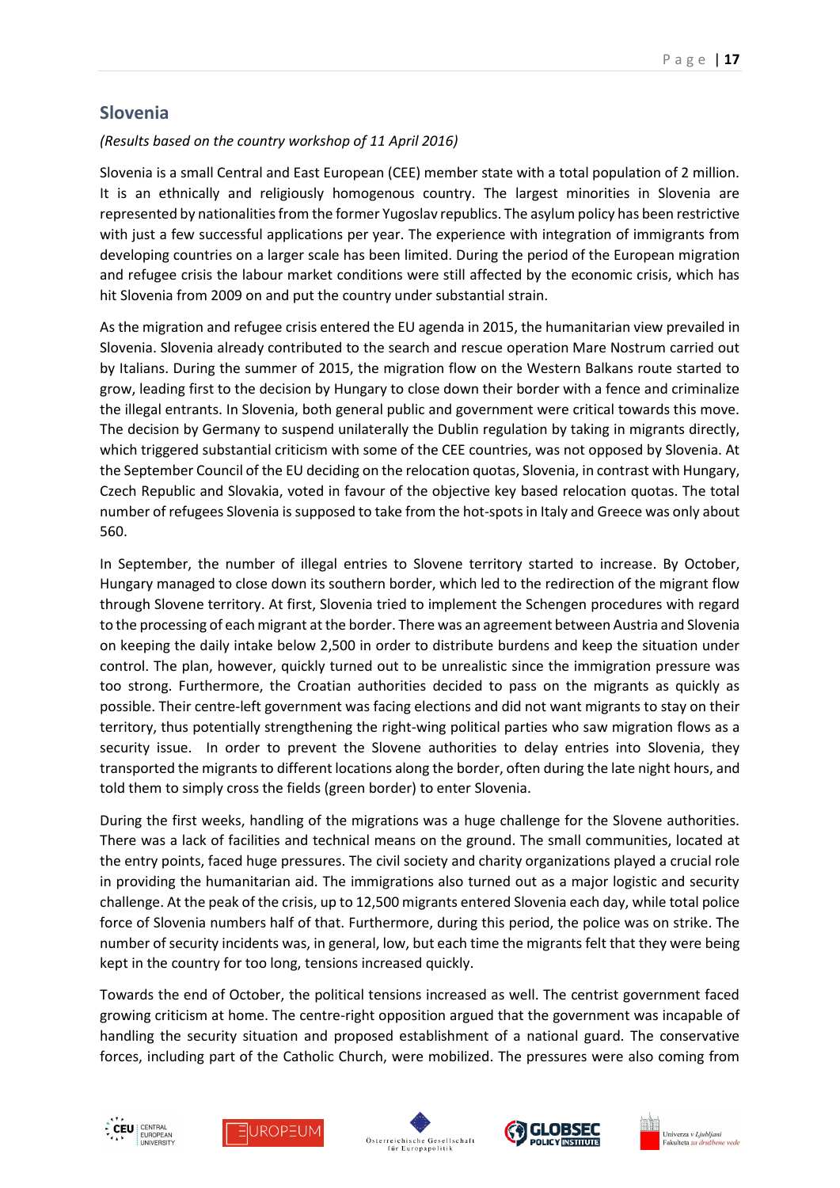## Slovenia

*(Results based on the country workshop of 11 April 2016)*

Slovenia is a small Central and East European (CEE) member state with a total population of 2 million. It is an ethnically and religiously homogenous country. The largest minorities in Slovenia are represented by nationalities from the former Yugoslav republics. The asylum policy has been restrictive with just a few successful applications per year. The experience with integration of immigrants from developing countries on a larger scale has been limited. During the period of the European migration and refugee crisis the labour market conditions were still affected by the economic crisis, which has hit Slovenia from 2009 on and put the country under substantial strain.

As the migration and refugee crisis entered the EU agenda in 2015, the humanitarian view prevailed in Slovenia. Slovenia already contributed to the search and rescue operation Mare Nostrum carried out by Italians. During the summer of 2015, the migration flow on the Western Balkans route started to grow, leading first to the decision by Hungary to close down their border with a fence and criminalize the illegal entrants. In Slovenia, both general public and government were critical towards this move. The decision by Germany to suspend unilaterally the Dublin regulation by taking in migrants directly, which triggered substantial criticism with some of the CEE countries, was not opposed by Slovenia. At the September Council of the EU deciding on the relocation quotas, Slovenia, in contrast with Hungary, Czech Republic and Slovakia, voted in favour of the objective key based relocation quotas. The total number of refugees Slovenia is supposed to take from the hot-spots in Italy and Greece was only about 560.

In September, the number of illegal entries to Slovene territory started to increase. By October, Hungary managed to close down its southern border, which led to the redirection of the migrant flow through Slovene territory. At first, Slovenia tried to implement the Schengen procedures with regard to the processing of each migrant at the border. There was an agreement between Austria and Slovenia on keeping the daily intake below 2,500 in order to distribute burdens and keep the situation under control. The plan, however, quickly turned out to be unrealistic since the immigration pressure was too strong. Furthermore, the Croatian authorities decided to pass on the migrants as quickly as possible. Their centre-left government was facing elections and did not want migrants to stay on their territory, thus potentially strengthening the right-wing political parties who saw migration flows as a security issue. In order to prevent the Slovene authorities to delay entries into Slovenia, they transported the migrants to different locations along the border, often during the late night hours, and told them to simply cross the fields (green border) to enter Slovenia.

During the first weeks, handling of the migrations was a huge challenge for the Slovene authorities. There was a lack of facilities and technical means on the ground. The small communities, located at the entry points, faced huge pressures. The civil society and charity organizations played a crucial role in providing the humanitarian aid. The immigrations also turned out as a major logistic and security challenge. At the peak of the crisis, up to 12,500 migrants entered Slovenia each day, while total police force of Slovenia numbers half of that. Furthermore, during this period, the police was on strike. The number of security incidents was, in general, low, but each time the migrants felt that they were being kept in the country for too long, tensions increased quickly.

Towards the end of October, the political tensions increased as well. The centrist government faced growing criticism at home. The centre-right opposition argued that the government was incapable of handling the security situation and proposed establishment of a national guard. The conservative forces, including part of the Catholic Church, were mobilized. The pressures were also coming from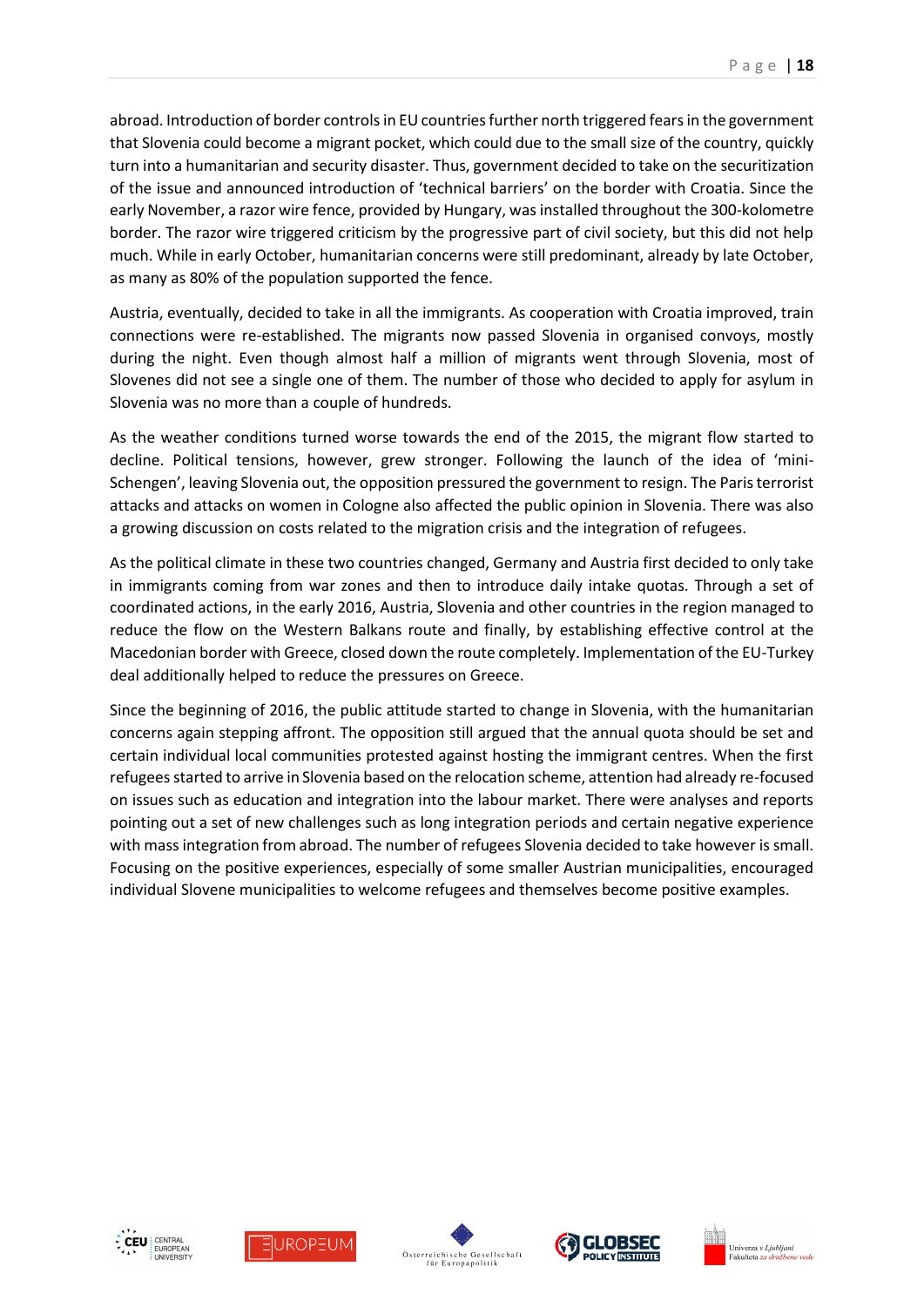abroad. Introduction of border controls in EU countries further north triggered fears in the government that Slovenia could become a migrant pocket, which could due to the small size of the country, quickly turn into a humanitarian and security disaster. Thus, government decided to take on the securitization of the issue and announced introduction of 'technical barriers' on the border with Croatia. Since the early November, a razor wire fence, provided by Hungary, was installed throughout the 300-kolometre border. The razor wire triggered criticism by the progressive part of civil society, but this did not help much. While in early October, humanitarian concerns were still predominant, already by late October, as many as 80% of the population supported the fence.

Austria, eventually, decided to take in all the immigrants. As cooperation with Croatia improved, train connections were re-established. The migrants now passed Slovenia in organised convoys, mostly during the night. Even though almost half a million of migrants went through Slovenia, most of Slovenes did not see a single one of them. The number of those who decided to apply for asylum in Slovenia was no more than a couple of hundreds.

As the weather conditions turned worse towards the end of the 2015, the migrant flow started to decline. Political tensions, however, grew stronger. Following the launch of the idea of 'mini-Schengen', leaving Slovenia out, the opposition pressured the government to resign. The Paris terrorist attacks and attacks on women in Cologne also affected the public opinion in Slovenia. There was also a growing discussion on costs related to the migration crisis and the integration of refugees.

As the political climate in these two countries changed, Germany and Austria first decided to only take in immigrants coming from war zones and then to introduce daily intake quotas. Through a set of coordinated actions, in the early 2016, Austria, Slovenia and other countries in the region managed to reduce the flow on the Western Balkans route and finally, by establishing effective control at the Macedonian border with Greece, closed down the route completely. Implementation of the EU-Turkey deal additionally helped to reduce the pressures on Greece.

Since the beginning of 2016, the public attitude started to change in Slovenia, with the humanitarian concerns again stepping affront. The opposition still argued that the annual quota should be set and certain individual local communities protested against hosting the immigrant centres. When the first refugees started to arrive in Slovenia based on the relocation scheme, attention had already re-focused on issues such as education and integration into the labour market. There were analyses and reports pointing out a set of new challenges such as long integration periods and certain negative experience with mass integration from abroad. The number of refugees Slovenia decided to take however is small. Focusing on the positive experiences, especially of some smaller Austrian municipalities, encouraged individual Slovene municipalities to welcome refugees and themselves become positive examples.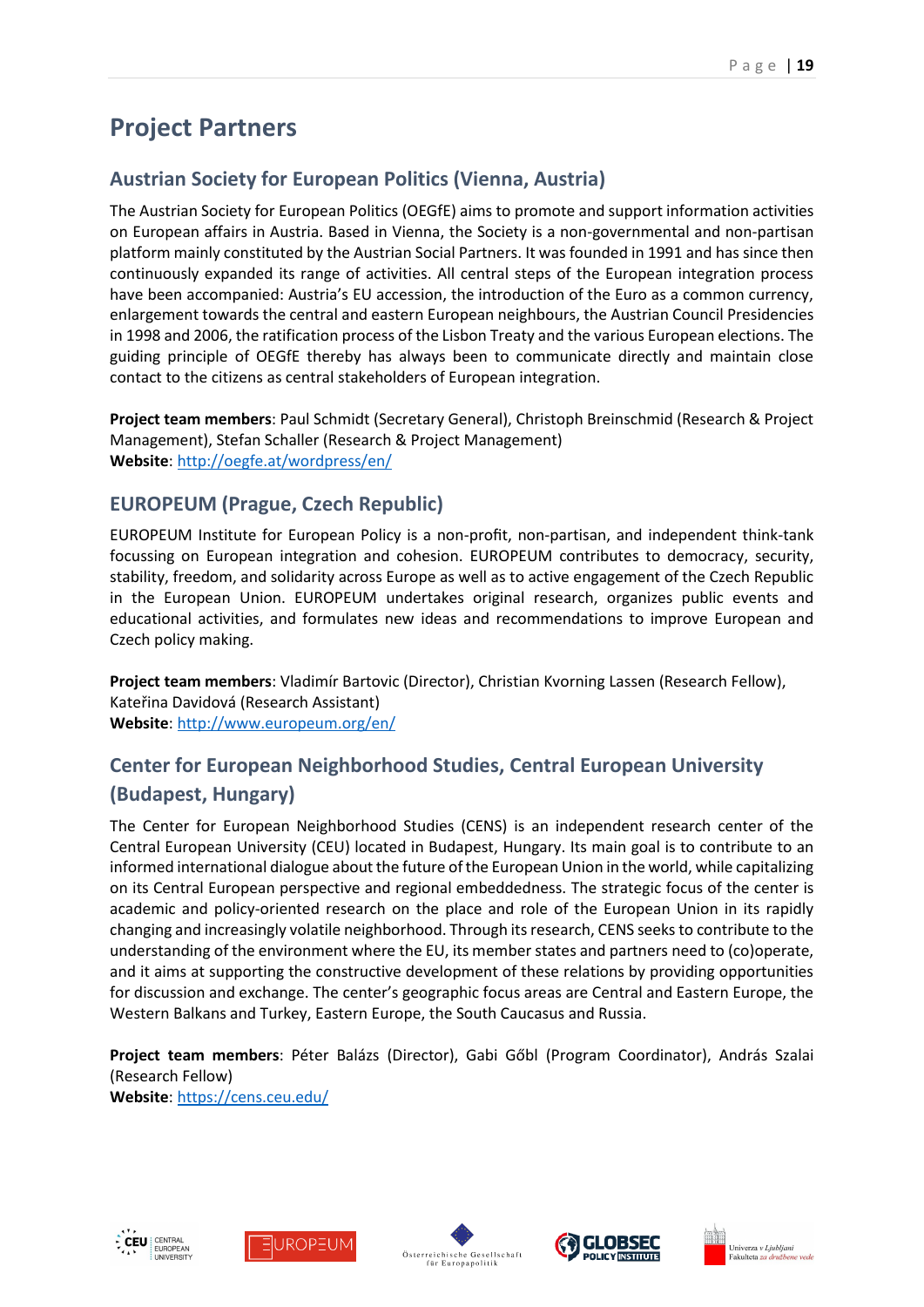# Project Partners

## Austrian Society for European Politics (Vienna, Austria)

The Austrian Society for European Politics (OEGfE) aims to promote and support information activities on European affairs in Austria. Based in Vienna, the Society is a non-governmental and non-partisan platform mainly constituted by the Austrian Social Partners. It was founded in 1991 and has since then continuously expanded its range of activities. All central steps of the European integration process have been accompanied: Austria's EU accession, the introduction of the Euro as a common currency, enlargement towards the central and eastern European neighbours, the Austrian Council Presidencies in 1998 and 2006, the ratification process of the Lisbon Treaty and the various European elections. The guiding principle of OEGfE thereby has always been to communicate directly and maintain close contact to the citizens as central stakeholders of European integration.

**Project team members**: Paul Schmidt (Secretary General), Christoph Breinschmid (Research & Project Management), Stefan Schaller (Research & Project Management)
**Website**: http://oegfe.at/wordpress/en/

## EUROPEUM (Prague, Czech Republic)

EUROPEUM Institute for European Policy is a non-profit, non-partisan, and independent think-tank focussing on European integration and cohesion. EUROPEUM contributes to democracy, security, stability, freedom, and solidarity across Europe as well as to active engagement of the Czech Republic in the European Union. EUROPEUM undertakes original research, organizes public events and educational activities, and formulates new ideas and recommendations to improve European and Czech policy making.

**Project team members**: Vladimír Bartovic (Director), Christian Kvorning Lassen (Research Fellow), Kateřina Davidová (Research Assistant)
**Website**: http://www.europeum.org/en/

## Center for European Neighborhood Studies, Central European University (Budapest, Hungary)

The Center for European Neighborhood Studies (CENS) is an independent research center of the Central European University (CEU) located in Budapest, Hungary. Its main goal is to contribute to an informed international dialogue about the future of the European Union in the world, while capitalizing on its Central European perspective and regional embeddedness. The strategic focus of the center is academic and policy-oriented research on the place and role of the European Union in its rapidly changing and increasingly volatile neighborhood. Through its research, CENS seeks to contribute to the understanding of the environment where the EU, its member states and partners need to (co)operate, and it aims at supporting the constructive development of these relations by providing opportunities for discussion and exchange. The center's geographic focus areas are Central and Eastern Europe, the Western Balkans and Turkey, Eastern Europe, the South Caucasus and Russia.

**Project team members**: Péter Balázs (Director), Gabi Győbl (Program Coordinator), András Szalai (Research Fellow)
**Website**: https://cens.ceu.edu/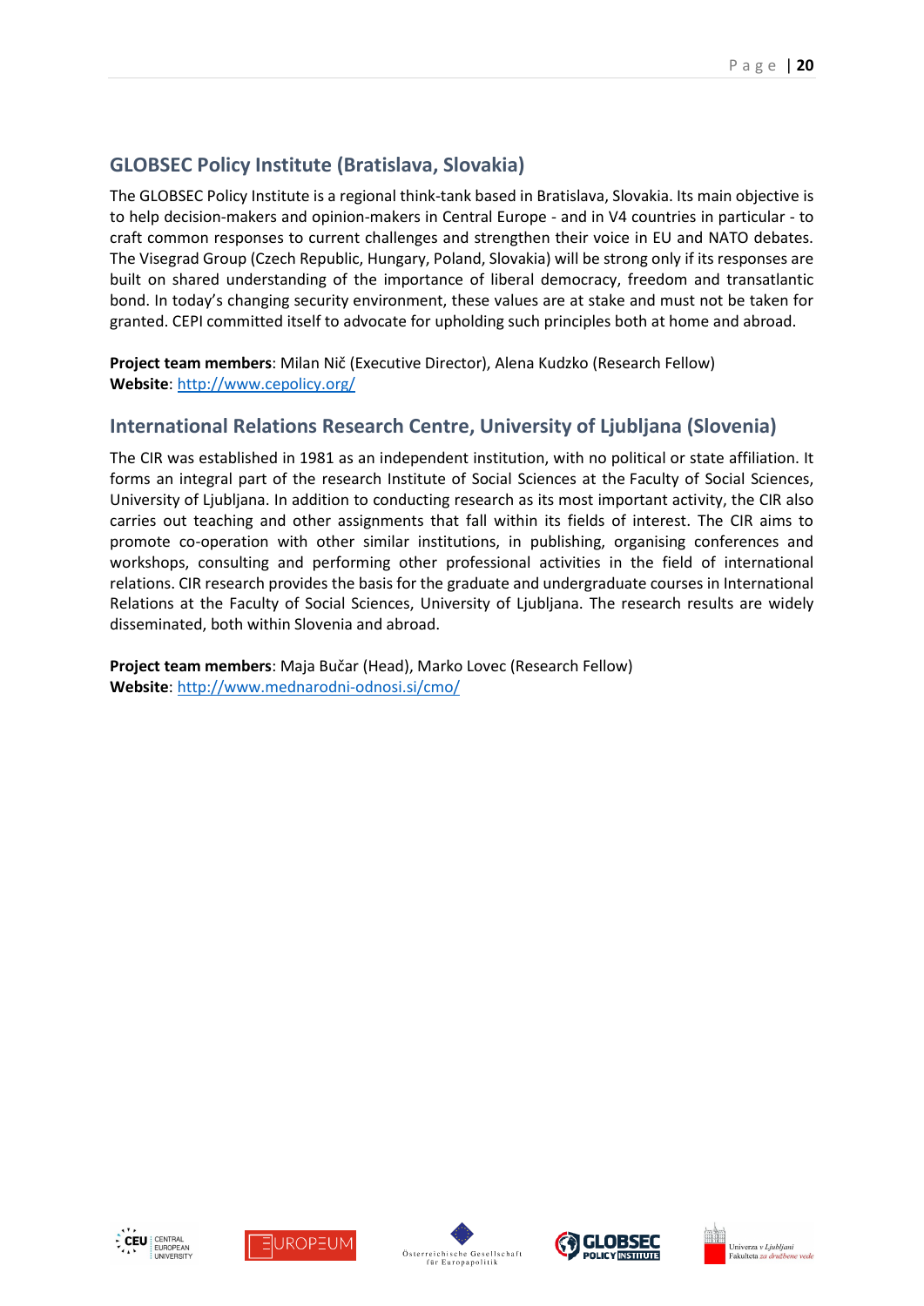## GLOBSEC Policy Institute (Bratislava, Slovakia)

The GLOBSEC Policy Institute is a regional think-tank based in Bratislava, Slovakia. Its main objective is to help decision-makers and opinion-makers in Central Europe - and in V4 countries in particular - to craft common responses to current challenges and strengthen their voice in EU and NATO debates. The Visegrad Group (Czech Republic, Hungary, Poland, Slovakia) will be strong only if its responses are built on shared understanding of the importance of liberal democracy, freedom and transatlantic bond. In today's changing security environment, these values are at stake and must not be taken for granted. CEPI committed itself to advocate for upholding such principles both at home and abroad.

**Project team members**: Milan Nič (Executive Director), Alena Kudzko (Research Fellow)
**Website**: http://www.cepolicy.org/

## International Relations Research Centre, University of Ljubljana (Slovenia)

The CIR was established in 1981 as an independent institution, with no political or state affiliation. It forms an integral part of the research Institute of Social Sciences at the Faculty of Social Sciences, University of Ljubljana. In addition to conducting research as its most important activity, the CIR also carries out teaching and other assignments that fall within its fields of interest. The CIR aims to promote co-operation with other similar institutions, in publishing, organising conferences and workshops, consulting and performing other professional activities in the field of international relations. CIR research provides the basis for the graduate and undergraduate courses in International Relations at the Faculty of Social Sciences, University of Ljubljana. The research results are widely disseminated, both within Slovenia and abroad.

**Project team members**: Maja Bučar (Head), Marko Lovec (Research Fellow)
**Website**: http://www.mednarodni-odnosi.si/cmo/